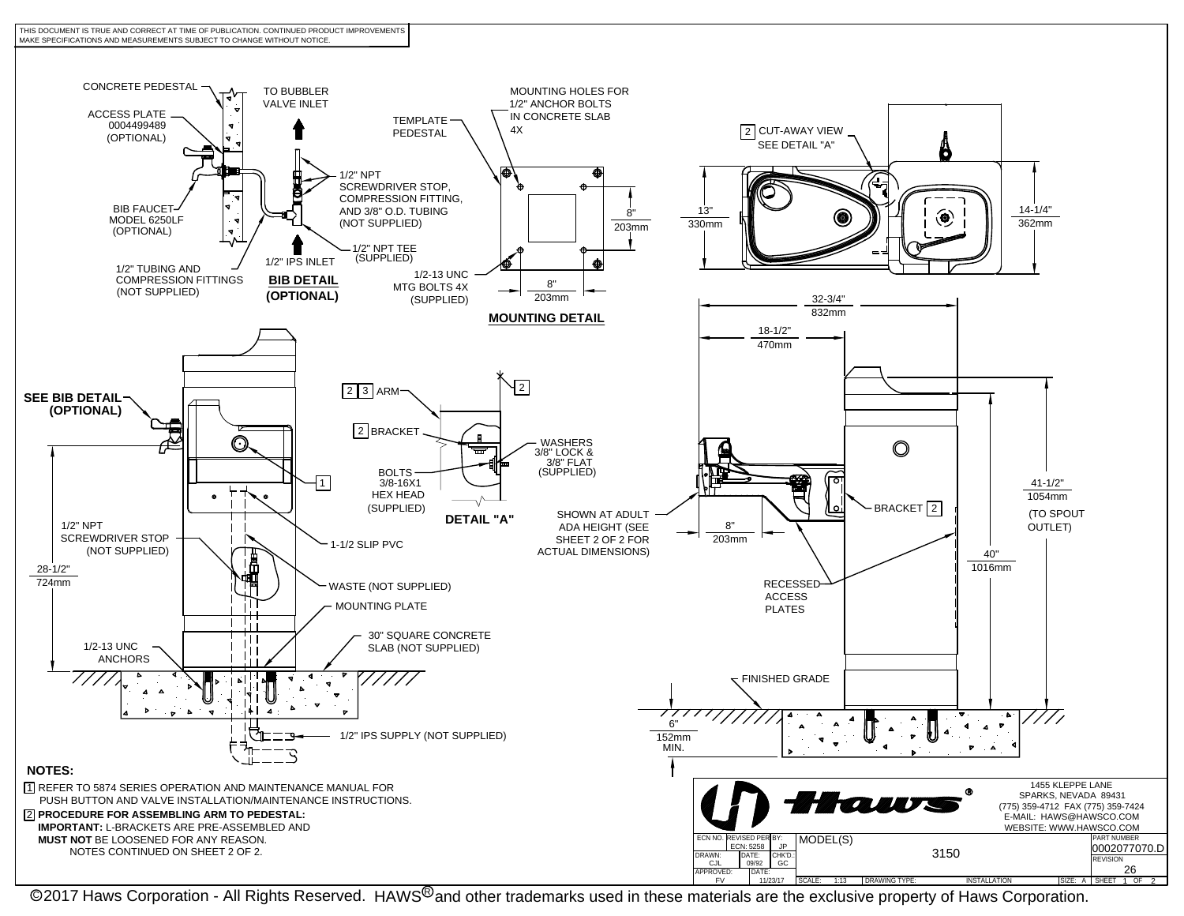THIS DOCUMENT IS TRUE AND CORRECT AT TIME OF PUBLICATION. CONTINUED PRODUCT IMPROVEMENTS MAKE SPECIFICATIONS AND MEASUREMENTS SUBJECT TO CHANGE WITHOUT NOTICE.

## BIB DETAIL (OPTIONAL)

- CONCRETE PEDESTAL
- ACCESS PLATE 0004499489 (OPTIONAL)
- BIB FAUCET MODEL 6250LF (OPTIONAL)
- 1/2" TUBING AND COMPRESSION FITTINGS (NOT SUPPLIED)
- TO BUBBLER VALVE INLET
- 1/2" NPT SCREWDRIVER STOP, COMPRESSION FITTING, AND 3/8" O.D. TUBING (NOT SUPPLIED)
- 1/2" NPT TEE (SUPPLIED)
- 1/2" IPS INLET

## MOUNTING DETAIL

- TEMPLATE PEDESTAL
- MOUNTING HOLES FOR 1/2" ANCHOR BOLTS IN CONCRETE SLAB 4X
- 1/2-13 UNC MTG BOLTS 4X (SUPPLIED)
- 8" / 203mm
- 8" / 203mm

## DETAIL "A"

- 2 3 ARM
- 2 BRACKET
- BOLTS 3/8-16X1 HEX HEAD (SUPPLIED)
- WASHERS 3/8" LOCK & 3/8" FLAT (SUPPLIED)

## Views

- 2 CUT-AWAY VIEW SEE DETAIL "A"
- 13" / 330mm
- 14-1/4" / 362mm
- 32-3/4" / 832mm
- 18-1/2" / 470mm
- SEE BIB DETAIL (OPTIONAL)
- 1
- 1/2" NPT SCREWDRIVER STOP (NOT SUPPLIED)
- 1-1/2 SLIP PVC
- 28-1/2" / 724mm
- WASTE (NOT SUPPLIED)
- MOUNTING PLATE
- 1/2-13 UNC ANCHORS
- 30" SQUARE CONCRETE SLAB (NOT SUPPLIED)
- 1/2" IPS SUPPLY (NOT SUPPLIED)
- SHOWN AT ADULT ADA HEIGHT (SEE SHEET 2 OF 2 FOR ACTUAL DIMENSIONS)
- 8" / 203mm
- BRACKET 2
- RECESSED ACCESS PLATES
- 41-1/2" / 1054mm (TO SPOUT OUTLET)
- 40" / 1016mm
- FINISHED GRADE
- 6" / 152mm MIN.

## NOTES:

1. REFER TO 5874 SERIES OPERATION AND MAINTENANCE MANUAL FOR PUSH BUTTON AND VALVE INSTALLATION/MAINTENANCE INSTRUCTIONS.
2. **PROCEDURE FOR ASSEMBLING ARM TO PEDESTAL:**
   **IMPORTANT:** L-BRACKETS ARE PRE-ASSEMBLED AND **MUST NOT** BE LOOSENED FOR ANY REASON.
   NOTES CONTINUED ON SHEET 2 OF 2.

Haws®

1455 KLEPPE LANE
SPARKS, NEVADA 89431
(775) 359-4712 FAX (775) 359-7424
E-MAIL: HAWS@HAWSCO.COM
WEBSITE: WWW.HAWSCO.COM

| ECN NO. | REVISED PER ECN: 5258 | BY: JP | MODEL(S) | 3150 | PART NUMBER 0002077070.D |
|---|---|---|---|---|---|
| DRAWN: CJL | DATE: 09/92 | CHK'D.: GC | | | REVISION 26 |
| APPROVED: FV | DATE: 11/23/17 | | SCALE: 1:13 | DRAWING TYPE: INSTALLATION | SIZE: A SHEET 1 OF 2 |

©2017 Haws Corporation - All Rights Reserved. HAWS® and other trademarks used in these materials are the exclusive property of Haws Corporation.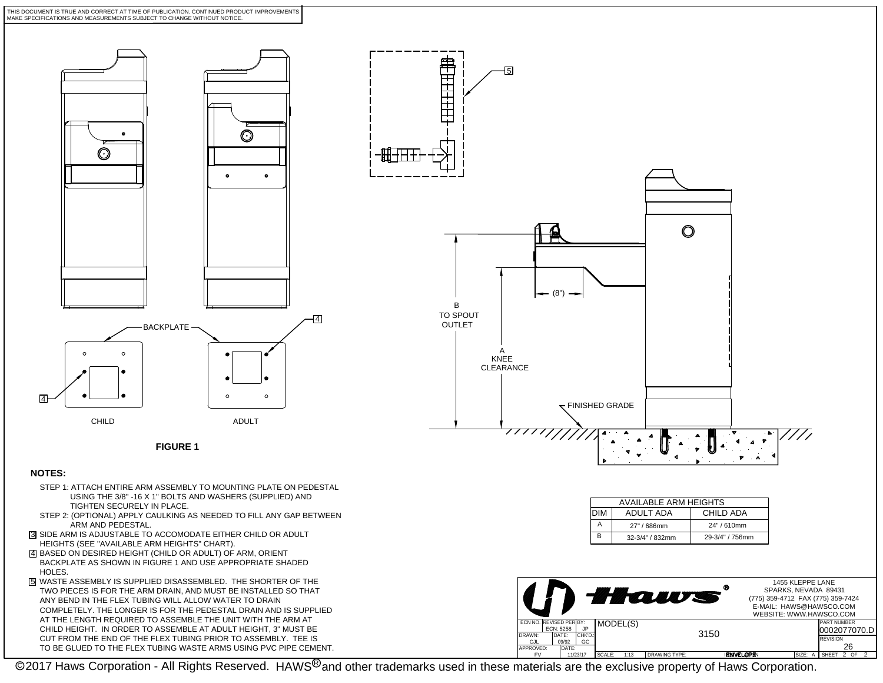THIS DOCUMENT IS TRUE AND CORRECT AT TIME OF PUBLICATION. CONTINUED PRODUCT IMPROVEMENTS MAKE SPECIFICATIONS AND MEASUREMENTS SUBJECT TO CHANGE WITHOUT NOTICE.

BACKPLATE

4

CHILD

ADULT

**FIGURE 1**

5

B
TO SPOUT
OUTLET

A
KNEE
CLEARANCE

(8")

FINISHED GRADE

**NOTES:**

STEP 1: ATTACH ENTIRE ARM ASSEMBLY TO MOUNTING PLATE ON PEDESTAL USING THE 3/8" -16 X 1" BOLTS AND WASHERS (SUPPLIED) AND TIGHTEN SECURELY IN PLACE.

STEP 2: (OPTIONAL) APPLY CAULKING AS NEEDED TO FILL ANY GAP BETWEEN ARM AND PEDESTAL.

3 SIDE ARM IS ADJUSTABLE TO ACCOMODATE EITHER CHILD OR ADULT HEIGHTS (SEE "AVAILABLE ARM HEIGHTS" CHART).

4 BASED ON DESIRED HEIGHT (CHILD OR ADULT) OF ARM, ORIENT BACKPLATE AS SHOWN IN FIGURE 1 AND USE APPROPRIATE SHADED HOLES.

5 WASTE ASSEMBLY IS SUPPLIED DISASSEMBLED. THE SHORTER OF THE TWO PIECES IS FOR THE ARM DRAIN, AND MUST BE INSTALLED SO THAT ANY BEND IN THE FLEX TUBING WILL ALLOW WATER TO DRAIN COMPLETELY. THE LONGER IS FOR THE PEDESTAL DRAIN AND IS SUPPLIED AT THE LENGTH REQUIRED TO ASSEMBLE THE UNIT WITH THE ARM AT CHILD HEIGHT. IN ORDER TO ASSEMBLE AT ADULT HEIGHT, 3" MUST BE CUT FROM THE END OF THE FLEX TUBING PRIOR TO ASSEMBLY. TEE IS TO BE GLUED TO THE FLEX TUBING WASTE ARMS USING PVC PIPE CEMENT.

| AVAILABLE ARM HEIGHTS | | |
|---|---|---|
| DIM | ADULT ADA | CHILD ADA |
| A | 27" / 686mm | 24" / 610mm |
| B | 32-3/4" / 832mm | 29-3/4" / 756mm |

Haws®

1455 KLEPPE LANE
SPARKS, NEVADA 89431
(775) 359-4712 FAX (775) 359-7424
E-MAIL: HAWS@HAWSCO.COM
WEBSITE: WWW.HAWSCO.COM

| | | | | |
|---|---|---|---|---|
| ECN NO. REVISED PER ECN: 5258 | BY: JP | MODEL(S) | 3150 | PART NUMBER 0002077070.D |
| DRAWN: CJL | DATE: 09/92 | CHK'D.: GC | | REVISION 26 |
| APPROVED: FV | DATE: 11/23/17 | SCALE: 1:13 | DRAWING TYPE: ENVELOPE | SIZE: A |

©2017 Haws Corporation - All Rights Reserved. HAWS® and other trademarks used in these materials are the exclusive property of Haws Corporation.